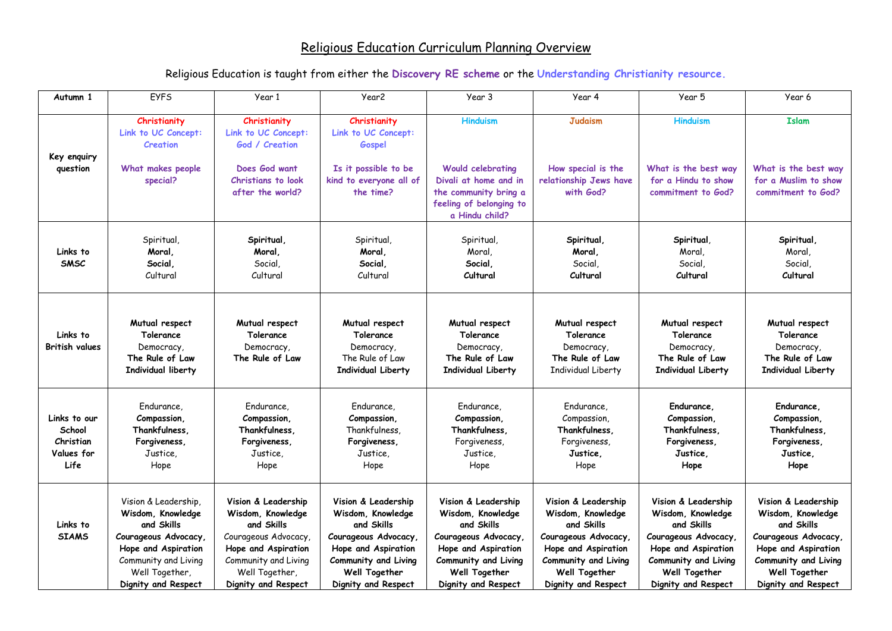# Religious Education Curriculum Planning Overview

Religious Education is taught from either the **Discovery RE scheme** or the **Understanding Christianity resource.**

| Autumn 1 | EYFS | Year 1 | Year2 | Year 3 | Year 4 | Year 5 | Year 6 |
|---|---|---|---|---|---|---|---|
| **Key enquiry question** | **Christianity**<br>**Link to UC Concept: Creation**<br><br>**What makes people special?** | **Christianity**<br>**Link to UC Concept: God / Creation**<br><br>**Does God want Christians to look after the world?** | **Christianity**<br>**Link to UC Concept: Gospel**<br><br>**Is it possible to be kind to everyone all of the time?** | **Hinduism**<br><br>**Would celebrating Divali at home and in the community bring a feeling of belonging to a Hindu child?** | **Judaism**<br><br>**How special is the relationship Jews have with God?** | **Hinduism**<br><br>**What is the best way for a Hindu to show commitment to God?** | **Islam**<br><br>**What is the best way for a Muslim to show commitment to God?** |
| **Links to SMSC** | Spiritual,<br>**Moral,**<br>**Social,**<br>Cultural | **Spiritual,**<br>**Moral,**<br>Social,<br>Cultural | Spiritual,<br>**Moral,**<br>**Social,**<br>Cultural | Spiritual,<br>Moral,<br>**Social,**<br>**Cultural** | **Spiritual,**<br>**Moral,**<br>Social,<br>**Cultural** | **Spiritual,**<br>Moral,<br>Social,<br>**Cultural** | **Spiritual,**<br>Moral,<br>Social,<br>**Cultural** |
| **Links to British values** | **Mutual respect**<br>**Tolerance**<br>Democracy,<br>**The Rule of Law**<br>**Individual liberty** | **Mutual respect**<br>**Tolerance**<br>Democracy,<br>**The Rule of Law** | **Mutual respect**<br>**Tolerance**<br>Democracy,<br>The Rule of Law<br>**Individual Liberty** | **Mutual respect**<br>**Tolerance**<br>Democracy,<br>**The Rule of Law**<br>**Individual Liberty** | **Mutual respect**<br>**Tolerance**<br>Democracy,<br>**The Rule of Law**<br>Individual Liberty | **Mutual respect**<br>**Tolerance**<br>Democracy,<br>**The Rule of Law**<br>**Individual Liberty** | **Mutual respect**<br>**Tolerance**<br>Democracy,<br>**The Rule of Law**<br>**Individual Liberty** |
| **Links to our School Christian Values for Life** | Endurance,<br>**Compassion,**<br>**Thankfulness,**<br>**Forgiveness,**<br>Justice,<br>Hope | Endurance,<br>**Compassion,**<br>**Thankfulness,**<br>**Forgiveness,**<br>Justice,<br>Hope | Endurance,<br>**Compassion,**<br>Thankfulness,<br>**Forgiveness,**<br>Justice,<br>Hope | Endurance,<br>**Compassion,**<br>**Thankfulness,**<br>Forgiveness,<br>Justice,<br>Hope | Endurance,<br>Compassion,<br>**Thankfulness,**<br>Forgiveness,<br>**Justice,**<br>Hope | **Endurance,**<br>**Compassion,**<br>**Thankfulness,**<br>**Forgiveness,**<br>**Justice,**<br>**Hope** | **Endurance,**<br>**Compassion,**<br>**Thankfulness,**<br>**Forgiveness,**<br>**Justice,**<br>**Hope** |
| **Links to SIAMS** | Vision & Leadership,<br>**Wisdom, Knowledge and Skills**<br>**Courageous Advocacy,**<br>**Hope and Aspiration**<br>Community and Living Well Together,<br>**Dignity and Respect** | **Vision & Leadership**<br>**Wisdom, Knowledge and Skills**<br>Courageous Advocacy,<br>**Hope and Aspiration**<br>Community and Living Well Together,<br>**Dignity and Respect** | **Vision & Leadership**<br>**Wisdom, Knowledge and Skills**<br>**Courageous Advocacy,**<br>**Hope and Aspiration**<br>**Community and Living Well Together**<br>**Dignity and Respect** | **Vision & Leadership**<br>**Wisdom, Knowledge and Skills**<br>**Courageous Advocacy,**<br>**Hope and Aspiration**<br>**Community and Living Well Together**<br>**Dignity and Respect** | **Vision & Leadership**<br>**Wisdom, Knowledge and Skills**<br>**Courageous Advocacy,**<br>**Hope and Aspiration**<br>**Community and Living Well Together**<br>**Dignity and Respect** | **Vision & Leadership**<br>**Wisdom, Knowledge and Skills**<br>**Courageous Advocacy,**<br>**Hope and Aspiration**<br>**Community and Living Well Together**<br>**Dignity and Respect** | **Vision & Leadership**<br>**Wisdom, Knowledge and Skills**<br>**Courageous Advocacy,**<br>**Hope and Aspiration**<br>**Community and Living Well Together**<br>**Dignity and Respect** |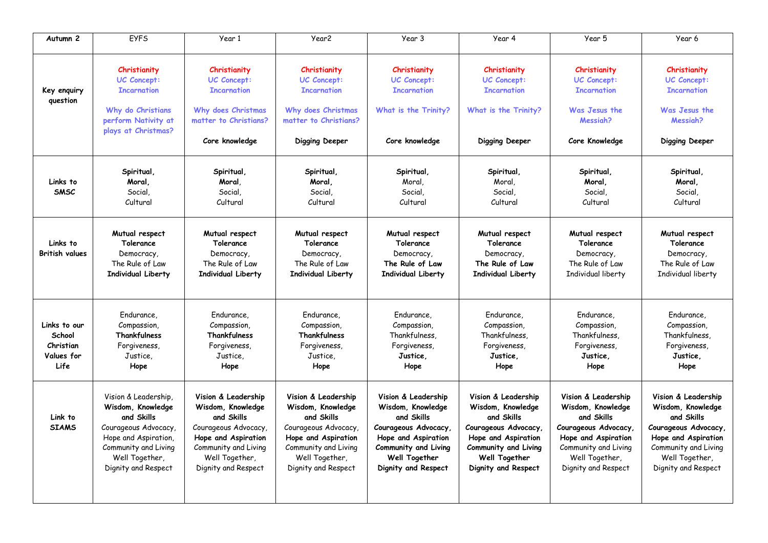| Autumn 2 | EYFS | Year 1 | Year2 | Year 3 | Year 4 | Year 5 | Year 6 |
|---|---|---|---|---|---|---|---|
| **Key enquiry question** | Christianity<br>UC Concept: Incarnation<br><br>Why do Christians perform Nativity at plays at Christmas? | Christianity<br>UC Concept: Incarnation<br><br>Why does Christmas matter to Christians?<br><br>Core knowledge | Christianity<br>UC Concept: Incarnation<br><br>Why does Christmas matter to Christians?<br><br>Digging Deeper | Christianity<br>UC Concept: Incarnation<br><br>What is the Trinity?<br><br>Core knowledge | Christianity<br>UC Concept: Incarnation<br><br>What is the Trinity?<br><br>Digging Deeper | Christianity<br>UC Concept: Incarnation<br><br>Was Jesus the Messiah?<br><br>Core Knowledge | Christianity<br>UC Concept: Incarnation<br><br>Was Jesus the Messiah?<br><br>Digging Deeper |
| **Links to SMSC** | **Spiritual,**<br>**Moral,**<br>Social,<br>Cultural | **Spiritual,**<br>**Moral,**<br>Social,<br>Cultural | **Spiritual,**<br>**Moral,**<br>Social,<br>Cultural | **Spiritual,**<br>Moral,<br>Social,<br>Cultural | **Spiritual,**<br>Moral,<br>Social,<br>Cultural | **Spiritual,**<br>**Moral,**<br>Social,<br>Cultural | **Spiritual,**<br>**Moral,**<br>Social,<br>Cultural |
| **Links to British values** | **Mutual respect**<br>**Tolerance**<br>Democracy,<br>The Rule of Law<br>**Individual Liberty** | **Mutual respect**<br>**Tolerance**<br>Democracy,<br>The Rule of Law<br>**Individual Liberty** | **Mutual respect**<br>**Tolerance**<br>Democracy,<br>The Rule of Law<br>**Individual Liberty** | **Mutual respect**<br>**Tolerance**<br>Democracy,<br>**The Rule of Law**<br>**Individual Liberty** | **Mutual respect**<br>**Tolerance**<br>Democracy,<br>**The Rule of Law**<br>**Individual Liberty** | **Mutual respect**<br>**Tolerance**<br>Democracy,<br>The Rule of Law<br>Individual liberty | **Mutual respect**<br>**Tolerance**<br>Democracy,<br>The Rule of Law<br>Individual liberty |
| **Links to our School Christian Values for Life** | Endurance,<br>Compassion,<br>**Thankfulness**<br>Forgiveness,<br>Justice,<br>**Hope** | Endurance,<br>Compassion,<br>**Thankfulness**<br>Forgiveness,<br>Justice,<br>**Hope** | Endurance,<br>Compassion,<br>**Thankfulness**<br>Forgiveness,<br>Justice,<br>**Hope** | Endurance,<br>Compassion,<br>Thankfulness,<br>Forgiveness,<br>**Justice,**<br>**Hope** | Endurance,<br>Compassion,<br>Thankfulness,<br>Forgiveness,<br>**Justice,**<br>**Hope** | Endurance,<br>Compassion,<br>Thankfulness,<br>Forgiveness,<br>**Justice,**<br>**Hope** | Endurance,<br>Compassion,<br>Thankfulness,<br>Forgiveness,<br>**Justice,**<br>**Hope** |
| **Link to SIAMS** | Vision & Leadership,<br>**Wisdom, Knowledge and Skills**<br>Courageous Advocacy,<br>Hope and Aspiration,<br>Community and Living Well Together,<br>Dignity and Respect | **Vision & Leadership**<br>**Wisdom, Knowledge and Skills**<br>Courageous Advocacy,<br>**Hope and Aspiration**<br>Community and Living Well Together,<br>Dignity and Respect | **Vision & Leadership**<br>**Wisdom, Knowledge and Skills**<br>Courageous Advocacy,<br>**Hope and Aspiration**<br>Community and Living Well Together,<br>Dignity and Respect | **Vision & Leadership**<br>**Wisdom, Knowledge and Skills**<br>**Courageous Advocacy,**<br>**Hope and Aspiration**<br>**Community and Living Well Together**<br>**Dignity and Respect** | **Vision & Leadership**<br>**Wisdom, Knowledge and Skills**<br>**Courageous Advocacy,**<br>**Hope and Aspiration**<br>**Community and Living Well Together**<br>**Dignity and Respect** | **Vision & Leadership**<br>**Wisdom, Knowledge and Skills**<br>**Courageous Advocacy,**<br>**Hope and Aspiration**<br>Community and Living Well Together,<br>Dignity and Respect | **Vision & Leadership**<br>**Wisdom, Knowledge and Skills**<br>**Courageous Advocacy,**<br>**Hope and Aspiration**<br>Community and Living Well Together,<br>Dignity and Respect |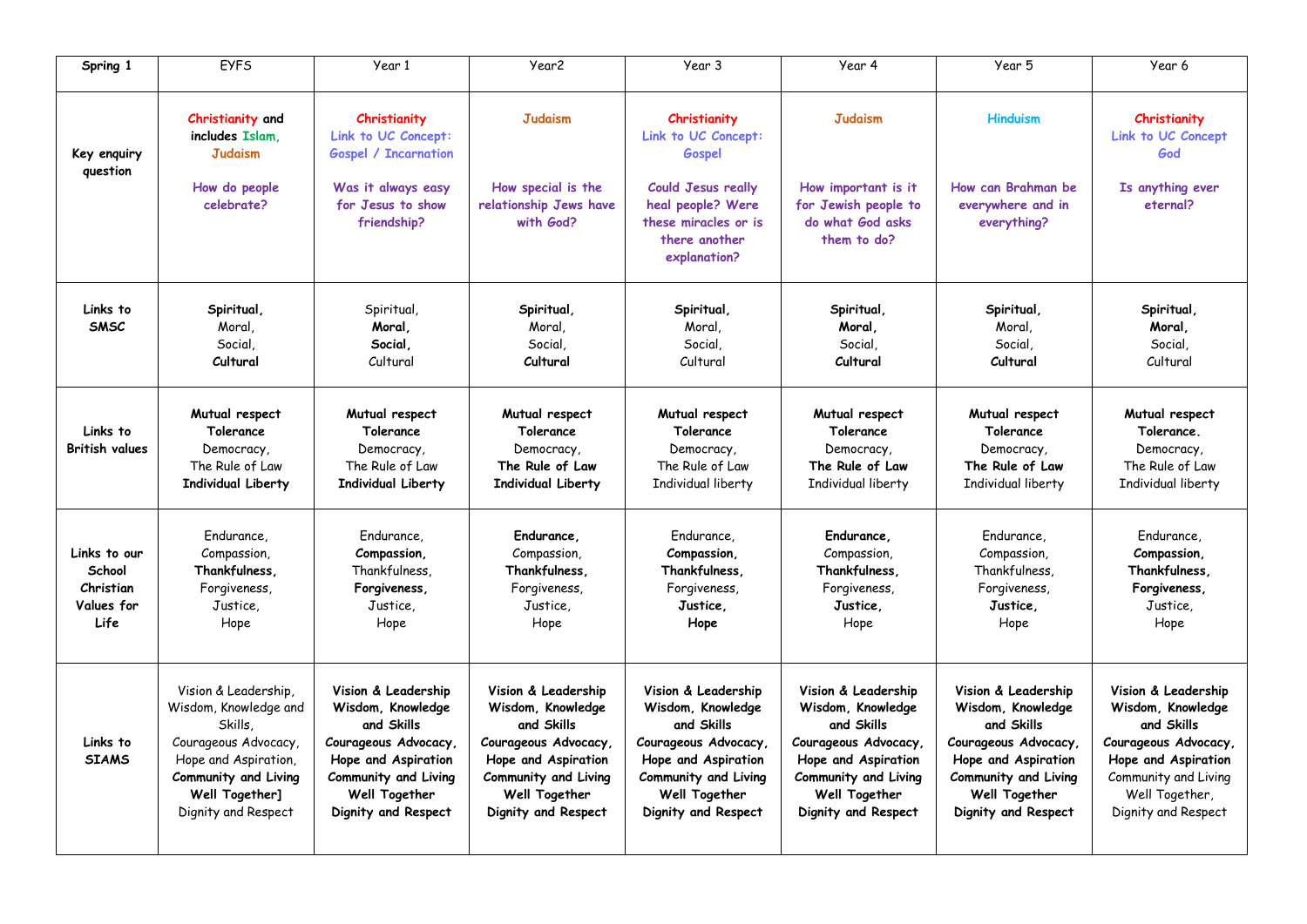| Spring 1 | EYFS | Year 1 | Year2 | Year 3 | Year 4 | Year 5 | Year 6 |
|---|---|---|---|---|---|---|---|
| **Key enquiry question** | **Christianity and includes Islam, Judaism**<br><br>**How do people celebrate?** | **Christianity**<br>**Link to UC Concept: Gospel / Incarnation**<br><br>**Was it always easy for Jesus to show friendship?** | **Judaism**<br><br>**How special is the relationship Jews have with God?** | **Christianity**<br>**Link to UC Concept: Gospel**<br><br>**Could Jesus really heal people? Were these miracles or is there another explanation?** | **Judaism**<br><br>**How important is it for Jewish people to do what God asks them to do?** | **Hinduism**<br><br>**How can Brahman be everywhere and in everything?** | **Christianity**<br>**Link to UC Concept God**<br><br>**Is anything ever eternal?** |
| **Links to SMSC** | **Spiritual,**<br>Moral,<br>Social,<br>**Cultural** | Spiritual,<br>**Moral,**<br>**Social,**<br>Cultural | **Spiritual,**<br>Moral,<br>Social,<br>**Cultural** | **Spiritual,**<br>Moral,<br>Social,<br>Cultural | **Spiritual,**<br>**Moral,**<br>Social,<br>**Cultural** | **Spiritual,**<br>Moral,<br>Social,<br>**Cultural** | **Spiritual,**<br>**Moral,**<br>Social,<br>Cultural |
| **Links to British values** | **Mutual respect**<br>**Tolerance**<br>Democracy,<br>The Rule of Law<br>**Individual Liberty** | **Mutual respect**<br>**Tolerance**<br>Democracy,<br>The Rule of Law<br>**Individual Liberty** | **Mutual respect**<br>**Tolerance**<br>Democracy,<br>**The Rule of Law**<br>**Individual Liberty** | **Mutual respect**<br>**Tolerance**<br>Democracy,<br>The Rule of Law<br>Individual liberty | **Mutual respect**<br>**Tolerance**<br>Democracy,<br>**The Rule of Law**<br>Individual liberty | **Mutual respect**<br>**Tolerance**<br>Democracy,<br>**The Rule of Law**<br>Individual liberty | **Mutual respect**<br>**Tolerance.**<br>Democracy,<br>The Rule of Law<br>Individual liberty |
| **Links to our School Christian Values for Life** | Endurance,<br>Compassion,<br>**Thankfulness,**<br>Forgiveness,<br>Justice,<br>Hope | Endurance,<br>**Compassion,**<br>Thankfulness,<br>**Forgiveness,**<br>Justice,<br>Hope | **Endurance,**<br>Compassion,<br>**Thankfulness,**<br>Forgiveness,<br>Justice,<br>Hope | Endurance,<br>**Compassion,**<br>**Thankfulness,**<br>Forgiveness,<br>**Justice,**<br>**Hope** | **Endurance,**<br>Compassion,<br>**Thankfulness,**<br>Forgiveness,<br>**Justice,**<br>Hope | Endurance,<br>Compassion,<br>Thankfulness,<br>Forgiveness,<br>**Justice,**<br>Hope | Endurance,<br>**Compassion,**<br>**Thankfulness,**<br>**Forgiveness,**<br>Justice,<br>Hope |
| **Links to SIAMS** | Vision & Leadership,<br>Wisdom, Knowledge and Skills,<br>Courageous Advocacy,<br>Hope and Aspiration,<br>**Community and Living Well Together]**<br>Dignity and Respect | **Vision & Leadership**<br>**Wisdom, Knowledge and Skills**<br>**Courageous Advocacy,**<br>**Hope and Aspiration**<br>**Community and Living Well Together**<br>**Dignity and Respect** | **Vision & Leadership**<br>**Wisdom, Knowledge and Skills**<br>**Courageous Advocacy,**<br>**Hope and Aspiration**<br>**Community and Living Well Together**<br>**Dignity and Respect** | **Vision & Leadership**<br>**Wisdom, Knowledge and Skills**<br>**Courageous Advocacy,**<br>**Hope and Aspiration**<br>**Community and Living Well Together**<br>**Dignity and Respect** | **Vision & Leadership**<br>**Wisdom, Knowledge and Skills**<br>**Courageous Advocacy,**<br>**Hope and Aspiration**<br>**Community and Living Well Together**<br>**Dignity and Respect** | **Vision & Leadership**<br>**Wisdom, Knowledge and Skills**<br>**Courageous Advocacy,**<br>**Hope and Aspiration**<br>**Community and Living Well Together**<br>**Dignity and Respect** | **Vision & Leadership**<br>**Wisdom, Knowledge and Skills**<br>**Courageous Advocacy,**<br>**Hope and Aspiration**<br>Community and Living Well Together,<br>Dignity and Respect |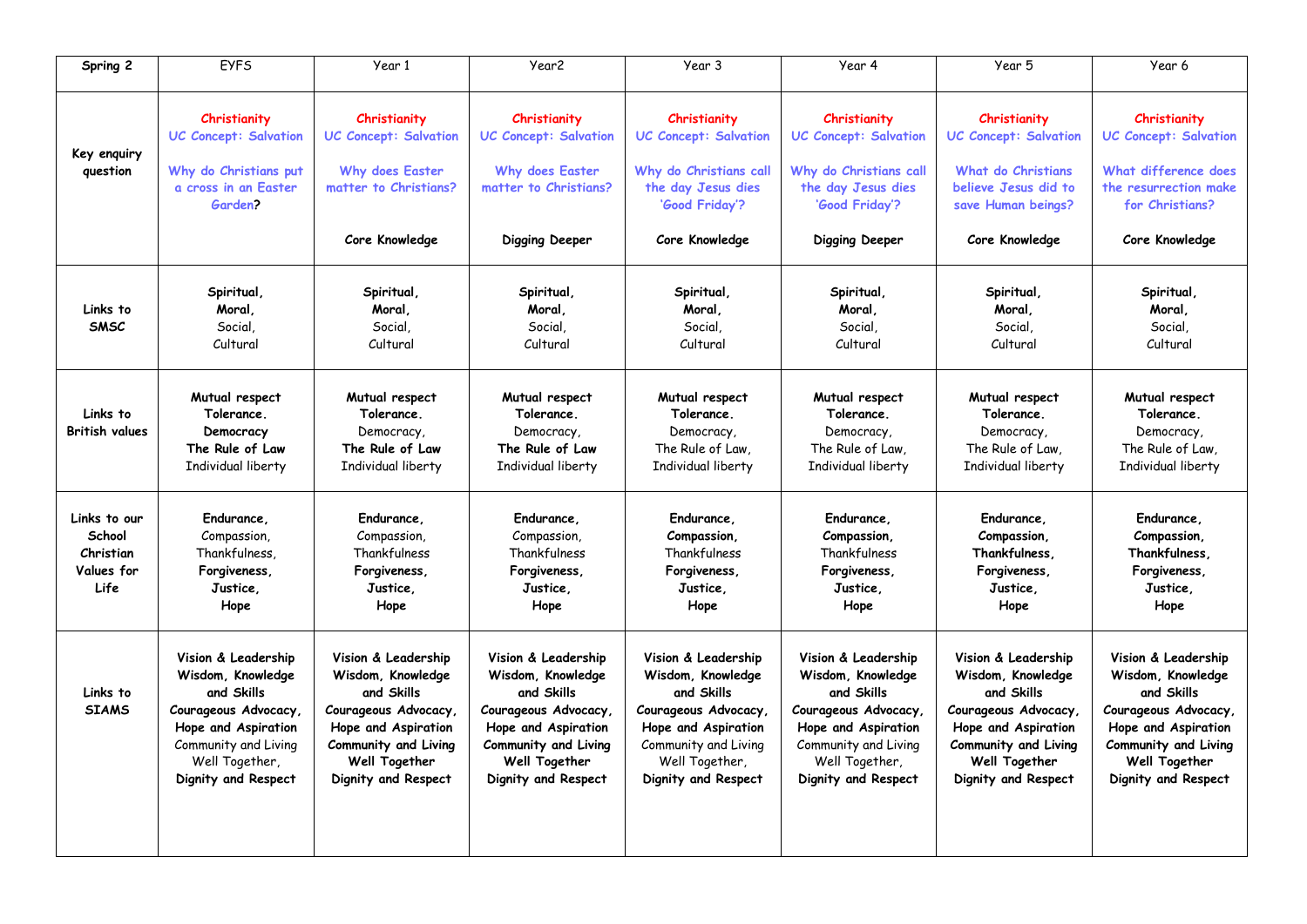| Spring 2 | EYFS | Year 1 | Year2 | Year 3 | Year 4 | Year 5 | Year 6 |
|---|---|---|---|---|---|---|---|
| Key enquiry question | **Christianity** UC Concept: Salvation<br><br>Why do Christians put a cross in an Easter Garden? | **Christianity** UC Concept: Salvation<br><br>Why does Easter matter to Christians?<br><br>**Core Knowledge** | **Christianity** UC Concept: Salvation<br><br>Why does Easter matter to Christians?<br><br>**Digging Deeper** | **Christianity** UC Concept: Salvation<br><br>Why do Christians call the day Jesus dies 'Good Friday'?<br><br>**Core Knowledge** | **Christianity** UC Concept: Salvation<br><br>Why do Christians call the day Jesus dies 'Good Friday'?<br><br>**Digging Deeper** | **Christianity** UC Concept: Salvation<br><br>What do Christians believe Jesus did to save Human beings?<br><br>**Core Knowledge** | **Christianity** UC Concept: Salvation<br><br>What difference does the resurrection make for Christians?<br><br>**Core Knowledge** |
| Links to SMSC | **Spiritual, Moral,** Social, Cultural | **Spiritual, Moral,** Social, Cultural | **Spiritual, Moral,** Social, Cultural | **Spiritual, Moral,** Social, Cultural | **Spiritual, Moral,** Social, Cultural | **Spiritual, Moral,** Social, Cultural | **Spiritual, Moral,** Social, Cultural |
| Links to British values | **Mutual respect Tolerance. Democracy The Rule of Law** Individual liberty | **Mutual respect Tolerance.** Democracy, **The Rule of Law** Individual liberty | **Mutual respect Tolerance.** Democracy, **The Rule of Law** Individual liberty | **Mutual respect Tolerance.** Democracy, The Rule of Law, Individual liberty | **Mutual respect Tolerance.** Democracy, The Rule of Law, Individual liberty | **Mutual respect Tolerance.** Democracy, The Rule of Law, Individual liberty | **Mutual respect Tolerance.** Democracy, The Rule of Law, Individual liberty |
| Links to our School Christian Values for Life | **Endurance,** Compassion, Thankfulness, **Forgiveness, Justice, Hope** | **Endurance,** Compassion, Thankfulness **Forgiveness, Justice, Hope** | **Endurance,** Compassion, Thankfulness **Forgiveness, Justice, Hope** | **Endurance, Compassion,** Thankfulness **Forgiveness, Justice, Hope** | **Endurance, Compassion,** Thankfulness **Forgiveness, Justice, Hope** | **Endurance, Compassion, Thankfulness, Forgiveness, Justice, Hope** | **Endurance, Compassion, Thankfulness, Forgiveness, Justice, Hope** |
| Links to SIAMS | **Vision & Leadership Wisdom, Knowledge and Skills Courageous Advocacy, Hope and Aspiration** Community and Living Well Together, **Dignity and Respect** | **Vision & Leadership Wisdom, Knowledge and Skills Courageous Advocacy, Hope and Aspiration Community and Living Well Together Dignity and Respect** | **Vision & Leadership Wisdom, Knowledge and Skills Courageous Advocacy, Hope and Aspiration Community and Living Well Together Dignity and Respect** | **Vision & Leadership Wisdom, Knowledge and Skills Courageous Advocacy, Hope and Aspiration** Community and Living Well Together, **Dignity and Respect** | **Vision & Leadership Wisdom, Knowledge and Skills Courageous Advocacy, Hope and Aspiration** Community and Living Well Together, **Dignity and Respect** | **Vision & Leadership Wisdom, Knowledge and Skills Courageous Advocacy, Hope and Aspiration Community and Living Well Together Dignity and Respect** | **Vision & Leadership Wisdom, Knowledge and Skills Courageous Advocacy, Hope and Aspiration Community and Living Well Together Dignity and Respect** |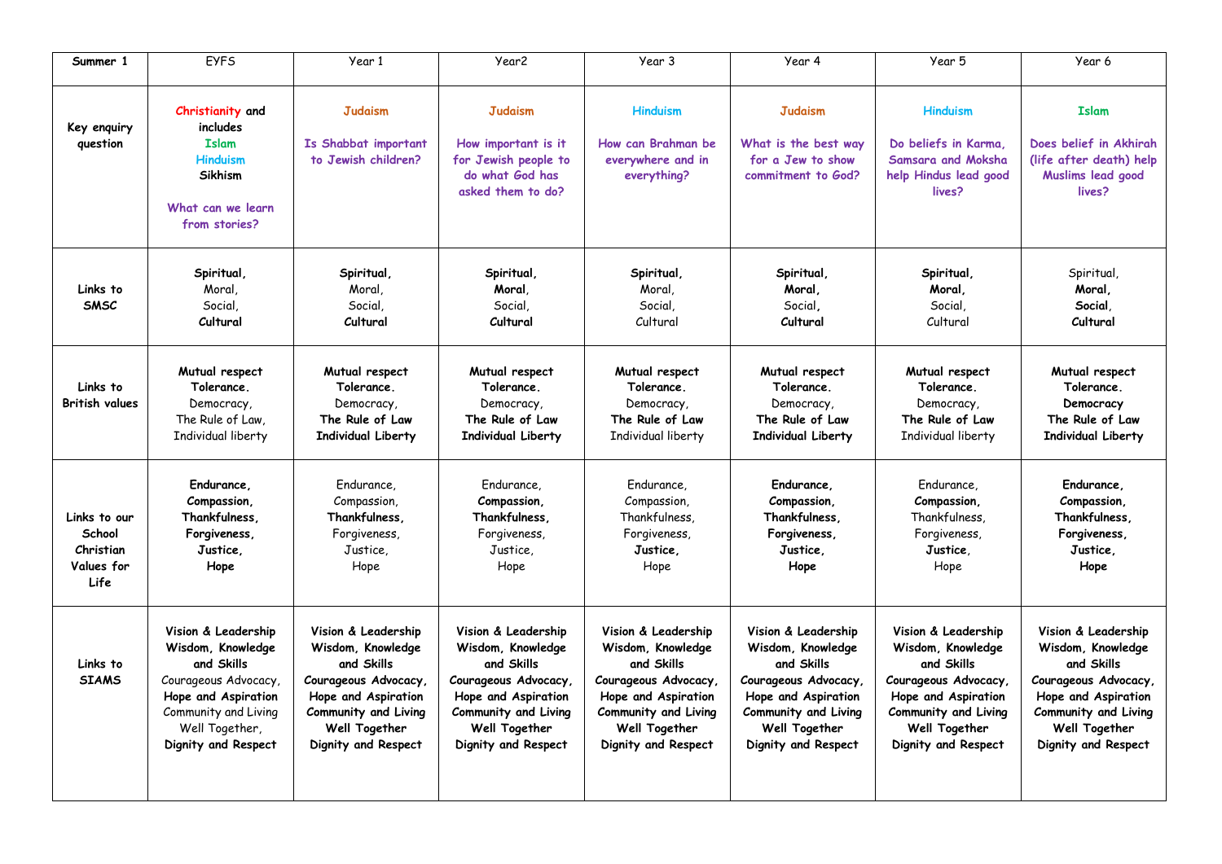| Summer 1 | EYFS | Year 1 | Year2 | Year 3 | Year 4 | Year 5 | Year 6 |
|---|---|---|---|---|---|---|---|
| Key enquiry question | **Christianity** and includes **Islam** **Hinduism** **Sikhism** **What can we learn from stories?** | **Judaism** **Is Shabbat important to Jewish children?** | **Judaism** **How important is it for Jewish people to do what God has asked them to do?** | **Hinduism** **How can Brahman be everywhere and in everything?** | **Judaism** **What is the best way for a Jew to show commitment to God?** | **Hinduism** **Do beliefs in Karma, Samsara and Moksha help Hindus lead good lives?** | **Islam** **Does belief in Akhirah (life after death) help Muslims lead good lives?** |
| Links to SMSC | **Spiritual,** Moral, Social, **Cultural** | **Spiritual,** Moral, Social, **Cultural** | **Spiritual,** **Moral,** Social, **Cultural** | **Spiritual,** Moral, Social, Cultural | **Spiritual,** **Moral,** Social, **Cultural** | **Spiritual,** **Moral,** Social, Cultural | Spiritual, **Moral,** **Social,** **Cultural** |
| Links to British values | **Mutual respect** **Tolerance.** Democracy, The Rule of Law, Individual liberty | **Mutual respect** **Tolerance.** Democracy, **The Rule of Law** **Individual Liberty** | **Mutual respect** **Tolerance.** Democracy, **The Rule of Law** **Individual Liberty** | **Mutual respect** **Tolerance.** Democracy, **The Rule of Law** Individual liberty | **Mutual respect** **Tolerance.** Democracy, **The Rule of Law** **Individual Liberty** | **Mutual respect** **Tolerance.** Democracy, **The Rule of Law** Individual liberty | **Mutual respect** **Tolerance.** **Democracy** **The Rule of Law** **Individual Liberty** |
| Links to our School Christian Values for Life | **Endurance,** **Compassion,** **Thankfulness,** **Forgiveness,** **Justice,** **Hope** | Endurance, Compassion, **Thankfulness,** Forgiveness, Justice, Hope | Endurance, **Compassion,** **Thankfulness,** Forgiveness, Justice, Hope | Endurance, Compassion, Thankfulness, Forgiveness, **Justice,** Hope | **Endurance,** **Compassion,** **Thankfulness,** **Forgiveness,** **Justice,** **Hope** | Endurance, **Compassion,** Thankfulness, Forgiveness, **Justice,** Hope | **Endurance,** **Compassion,** **Thankfulness,** **Forgiveness,** **Justice,** **Hope** |
| Links to SIAMS | **Vision & Leadership** **Wisdom, Knowledge and Skills** Courageous Advocacy, **Hope and Aspiration** Community and Living Well Together, **Dignity and Respect** | **Vision & Leadership** **Wisdom, Knowledge and Skills** **Courageous Advocacy,** **Hope and Aspiration** **Community and Living Well Together** **Dignity and Respect** | **Vision & Leadership** **Wisdom, Knowledge and Skills** **Courageous Advocacy,** **Hope and Aspiration** **Community and Living Well Together** **Dignity and Respect** | **Vision & Leadership** **Wisdom, Knowledge and Skills** **Courageous Advocacy,** **Hope and Aspiration** **Community and Living Well Together** **Dignity and Respect** | **Vision & Leadership** **Wisdom, Knowledge and Skills** **Courageous Advocacy,** **Hope and Aspiration** **Community and Living Well Together** **Dignity and Respect** | **Vision & Leadership** **Wisdom, Knowledge and Skills** **Courageous Advocacy,** **Hope and Aspiration** **Community and Living Well Together** **Dignity and Respect** | **Vision & Leadership** **Wisdom, Knowledge and Skills** **Courageous Advocacy,** **Hope and Aspiration** **Community and Living Well Together** **Dignity and Respect** |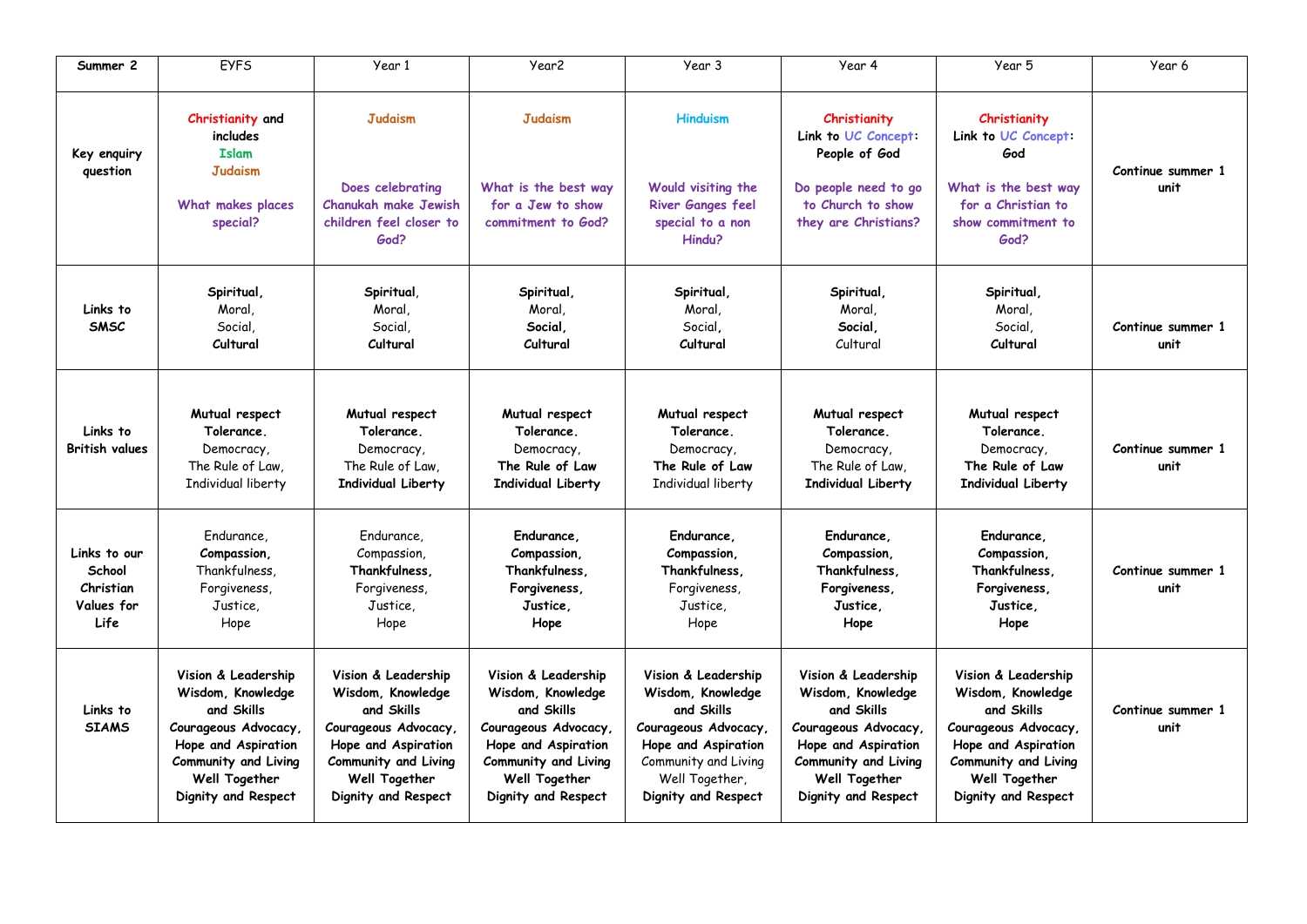| Summer 2 | EYFS | Year 1 | Year2 | Year 3 | Year 4 | Year 5 | Year 6 |
|---|---|---|---|---|---|---|---|
| **Key enquiry question** | **Christianity and includes Islam Judaism**<br><br>**What makes places special?** | **Judaism**<br><br>**Does celebrating Chanukah make Jewish children feel closer to God?** | **Judaism**<br><br>**What is the best way for a Jew to show commitment to God?** | **Hinduism**<br><br>**Would visiting the River Ganges feel special to a non Hindu?** | **Christianity Link to UC Concept: People of God**<br><br>**Do people need to go to Church to show they are Christians?** | **Christianity Link to UC Concept: God**<br><br>**What is the best way for a Christian to show commitment to God?** | **Continue summer 1 unit** |
| **Links to SMSC** | **Spiritual,**<br>Moral,<br>Social,<br>**Cultural** | **Spiritual,**<br>Moral,<br>Social,<br>**Cultural** | **Spiritual,**<br>Moral,<br>**Social,**<br>**Cultural** | **Spiritual,**<br>Moral,<br>Social,<br>**Cultural** | **Spiritual,**<br>Moral,<br>**Social,**<br>Cultural | **Spiritual,**<br>Moral,<br>Social,<br>**Cultural** | **Continue summer 1 unit** |
| **Links to British values** | **Mutual respect**<br>**Tolerance.**<br>Democracy,<br>The Rule of Law,<br>Individual liberty | **Mutual respect**<br>**Tolerance.**<br>Democracy,<br>The Rule of Law,<br>**Individual Liberty** | **Mutual respect**<br>**Tolerance.**<br>Democracy,<br>**The Rule of Law**<br>**Individual Liberty** | **Mutual respect**<br>**Tolerance.**<br>Democracy,<br>**The Rule of Law**<br>Individual liberty | **Mutual respect**<br>**Tolerance.**<br>Democracy,<br>The Rule of Law,<br>**Individual Liberty** | **Mutual respect**<br>**Tolerance.**<br>Democracy,<br>**The Rule of Law**<br>**Individual Liberty** | **Continue summer 1 unit** |
| **Links to our School Christian Values for Life** | Endurance,<br>**Compassion,**<br>Thankfulness,<br>Forgiveness,<br>Justice,<br>Hope | Endurance,<br>Compassion,<br>**Thankfulness,**<br>Forgiveness,<br>Justice,<br>Hope | **Endurance,**<br>**Compassion,**<br>**Thankfulness,**<br>**Forgiveness,**<br>**Justice,**<br>**Hope** | **Endurance,**<br>**Compassion,**<br>**Thankfulness,**<br>Forgiveness,<br>Justice,<br>Hope | **Endurance,**<br>**Compassion,**<br>**Thankfulness,**<br>**Forgiveness,**<br>**Justice,**<br>**Hope** | **Endurance,**<br>**Compassion,**<br>**Thankfulness,**<br>**Forgiveness,**<br>**Justice,**<br>**Hope** | **Continue summer 1 unit** |
| **Links to SIAMS** | **Vision & Leadership**<br>**Wisdom, Knowledge and Skills**<br>**Courageous Advocacy,**<br>**Hope and Aspiration**<br>**Community and Living Well Together**<br>**Dignity and Respect** | **Vision & Leadership**<br>**Wisdom, Knowledge and Skills**<br>**Courageous Advocacy,**<br>**Hope and Aspiration**<br>**Community and Living Well Together**<br>**Dignity and Respect** | **Vision & Leadership**<br>**Wisdom, Knowledge and Skills**<br>**Courageous Advocacy,**<br>**Hope and Aspiration**<br>**Community and Living Well Together**<br>**Dignity and Respect** | **Vision & Leadership**<br>**Wisdom, Knowledge and Skills**<br>**Courageous Advocacy,**<br>**Hope and Aspiration**<br>Community and Living Well Together,<br>**Dignity and Respect** | **Vision & Leadership**<br>**Wisdom, Knowledge and Skills**<br>**Courageous Advocacy,**<br>**Hope and Aspiration**<br>**Community and Living Well Together**<br>**Dignity and Respect** | **Vision & Leadership**<br>**Wisdom, Knowledge and Skills**<br>**Courageous Advocacy,**<br>**Hope and Aspiration**<br>**Community and Living Well Together**<br>**Dignity and Respect** | **Continue summer 1 unit** |